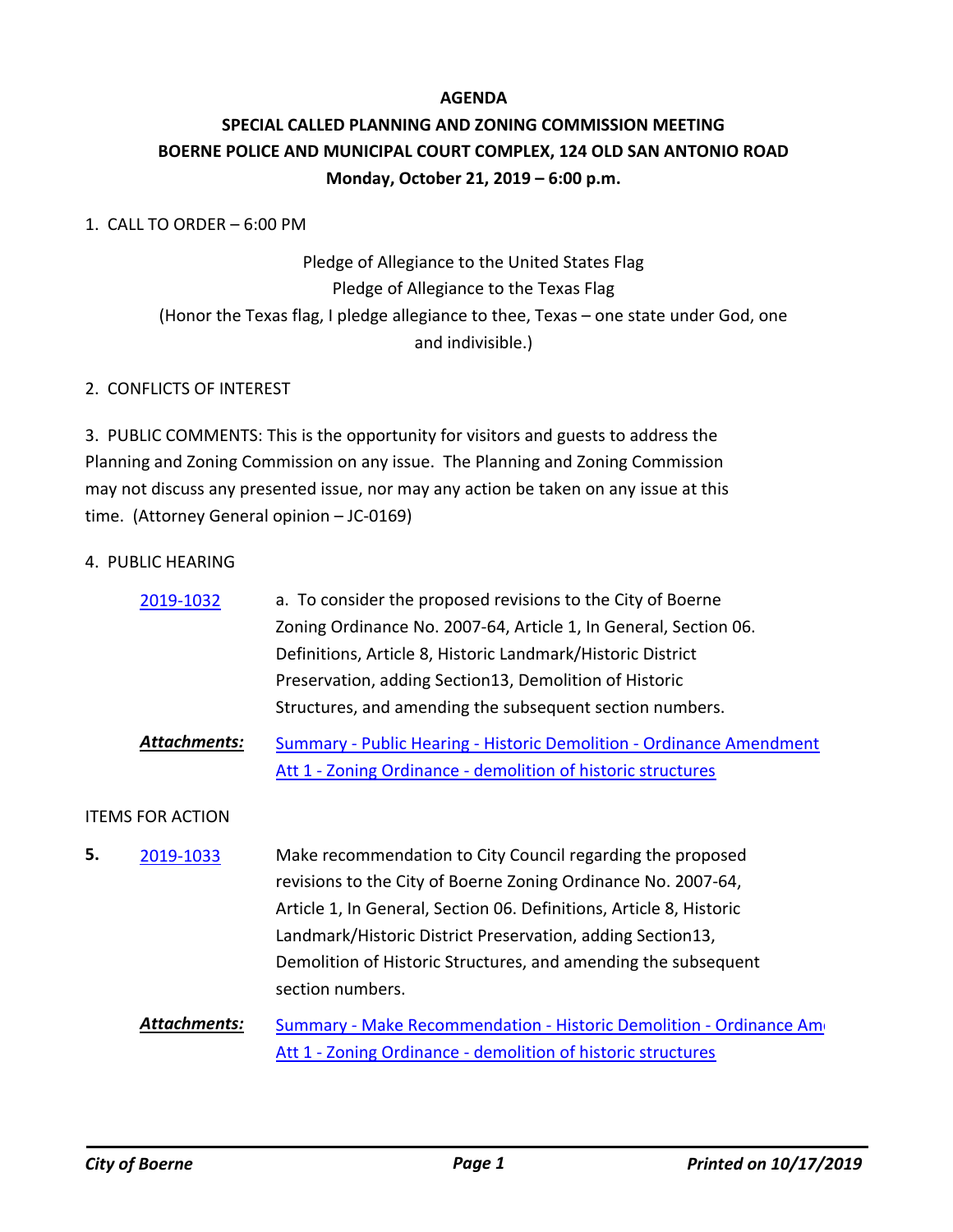# AGENDA

## SPECIAL CALLED PLANNING AND ZONING COMMISSION MEETING
## BOERNE POLICE AND MUNICIPAL COURT COMPLEX, 124 OLD SAN ANTONIO ROAD
## Monday, October 21, 2019 – 6:00 p.m.

1. CALL TO ORDER – 6:00 PM

Pledge of Allegiance to the United States Flag
Pledge of Allegiance to the Texas Flag
(Honor the Texas flag, I pledge allegiance to thee, Texas – one state under God, one and indivisible.)

2. CONFLICTS OF INTEREST

3. PUBLIC COMMENTS: This is the opportunity for visitors and guests to address the Planning and Zoning Commission on any issue. The Planning and Zoning Commission may not discuss any presented issue, nor may any action be taken on any issue at this time. (Attorney General opinion – JC-0169)

4. PUBLIC HEARING

2019-1032 — a. To consider the proposed revisions to the City of Boerne Zoning Ordinance No. 2007-64, Article 1, In General, Section 06. Definitions, Article 8, Historic Landmark/Historic District Preservation, adding Section13, Demolition of Historic Structures, and amending the subsequent section numbers.

***Attachments:*** Summary - Public Hearing - Historic Demolition - Ordinance Amendment
Att 1 - Zoning Ordinance - demolition of historic structures

ITEMS FOR ACTION

**5.** 2019-1033 — Make recommendation to City Council regarding the proposed revisions to the City of Boerne Zoning Ordinance No. 2007-64, Article 1, In General, Section 06. Definitions, Article 8, Historic Landmark/Historic District Preservation, adding Section13, Demolition of Historic Structures, and amending the subsequent section numbers.

***Attachments:*** Summary - Make Recommendation - Historic Demolition - Ordinance Am
Att 1 - Zoning Ordinance - demolition of historic structures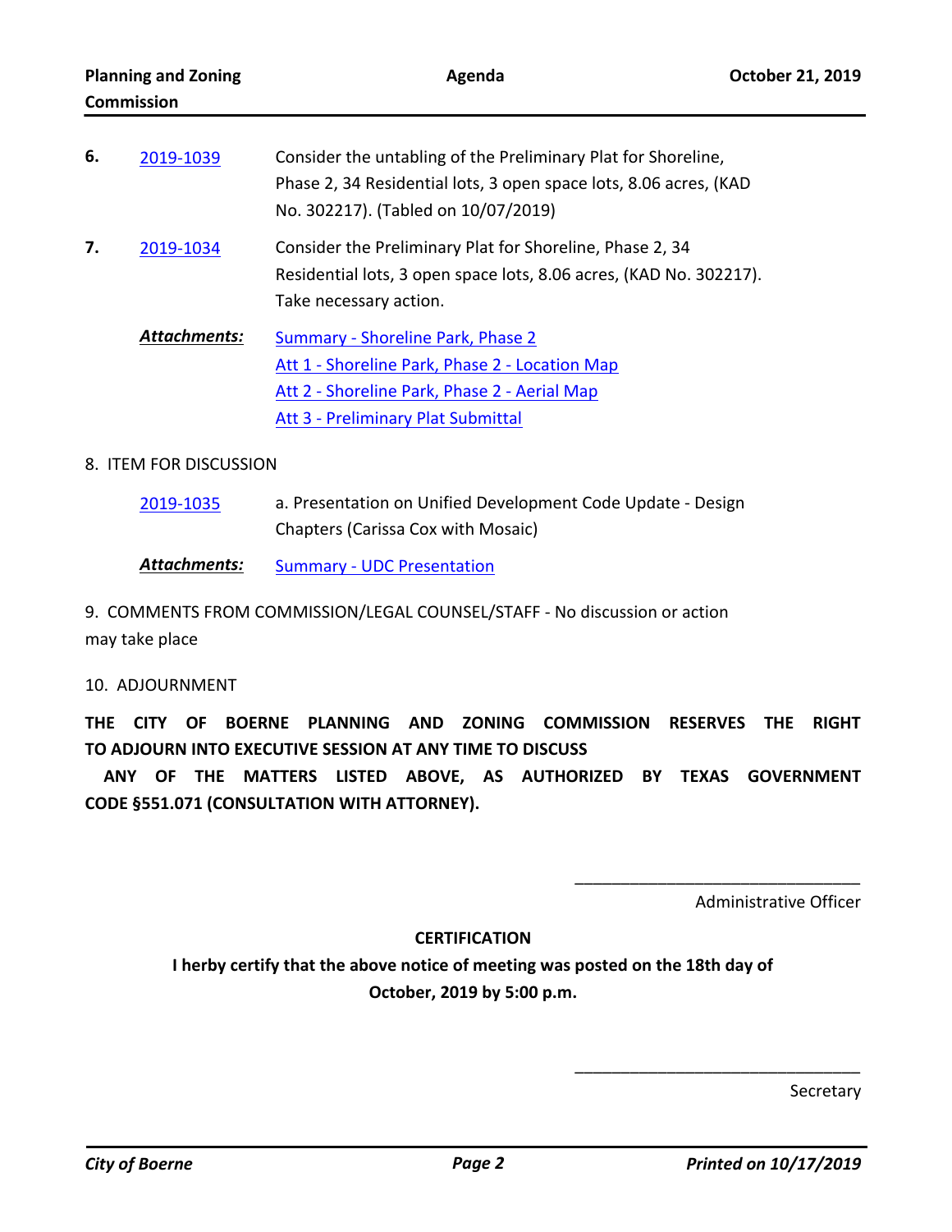**6.** 2019-1039 — Consider the untabling of the Preliminary Plat for Shoreline, Phase 2, 34 Residential lots, 3 open space lots, 8.06 acres, (KAD No. 302217). (Tabled on 10/07/2019)

**7.** 2019-1034 — Consider the Preliminary Plat for Shoreline, Phase 2, 34 Residential lots, 3 open space lots, 8.06 acres, (KAD No. 302217). Take necessary action.

***Attachments:*** Summary - Shoreline Park, Phase 2
Att 1 - Shoreline Park, Phase 2 - Location Map
Att 2 - Shoreline Park, Phase 2 - Aerial Map
Att 3 - Preliminary Plat Submittal

8. ITEM FOR DISCUSSION

2019-1035 — a. Presentation on Unified Development Code Update - Design Chapters (Carissa Cox with Mosaic)

***Attachments:*** Summary - UDC Presentation

9. COMMENTS FROM COMMISSION/LEGAL COUNSEL/STAFF - No discussion or action may take place

10. ADJOURNMENT

**THE CITY OF BOERNE PLANNING AND ZONING COMMISSION RESERVES THE RIGHT TO ADJOURN INTO EXECUTIVE SESSION AT ANY TIME TO DISCUSS ANY OF THE MATTERS LISTED ABOVE, AS AUTHORIZED BY TEXAS GOVERNMENT CODE §551.071 (CONSULTATION WITH ATTORNEY).**

\_\_\_\_\_\_\_\_\_\_\_\_\_\_\_\_\_\_\_\_\_\_\_\_\_\_\_\_\_\_

Administrative Officer

**CERTIFICATION**

**I herby certify that the above notice of meeting was posted on the 18th day of October, 2019 by 5:00 p.m.**

\_\_\_\_\_\_\_\_\_\_\_\_\_\_\_\_\_\_\_\_\_\_\_\_\_\_\_\_\_\_

Secretary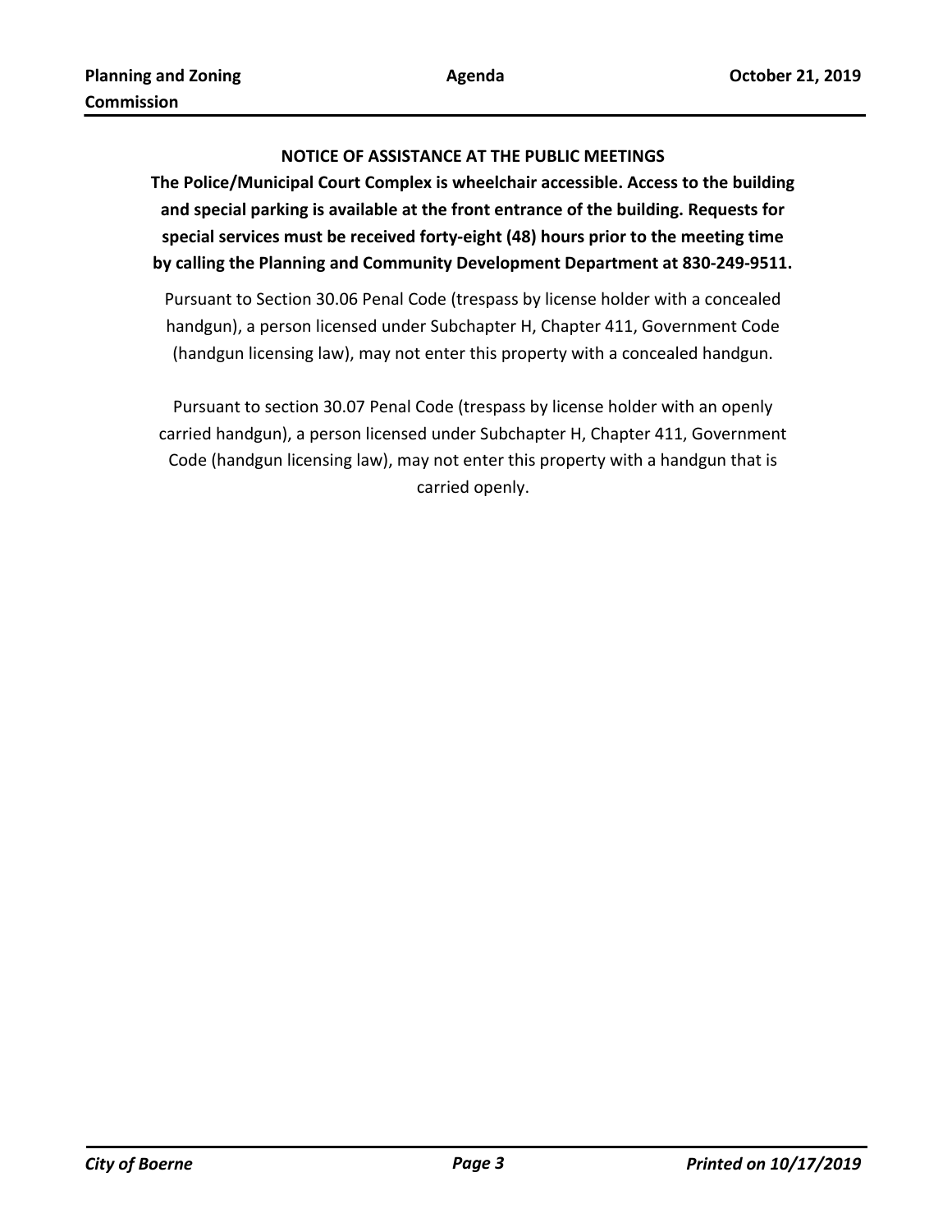**NOTICE OF ASSISTANCE AT THE PUBLIC MEETINGS**

**The Police/Municipal Court Complex is wheelchair accessible. Access to the building and special parking is available at the front entrance of the building. Requests for special services must be received forty-eight (48) hours prior to the meeting time by calling the Planning and Community Development Department at 830-249-9511.**

Pursuant to Section 30.06 Penal Code (trespass by license holder with a concealed handgun), a person licensed under Subchapter H, Chapter 411, Government Code (handgun licensing law), may not enter this property with a concealed handgun.

Pursuant to section 30.07 Penal Code (trespass by license holder with an openly carried handgun), a person licensed under Subchapter H, Chapter 411, Government Code (handgun licensing law), may not enter this property with a handgun that is carried openly.